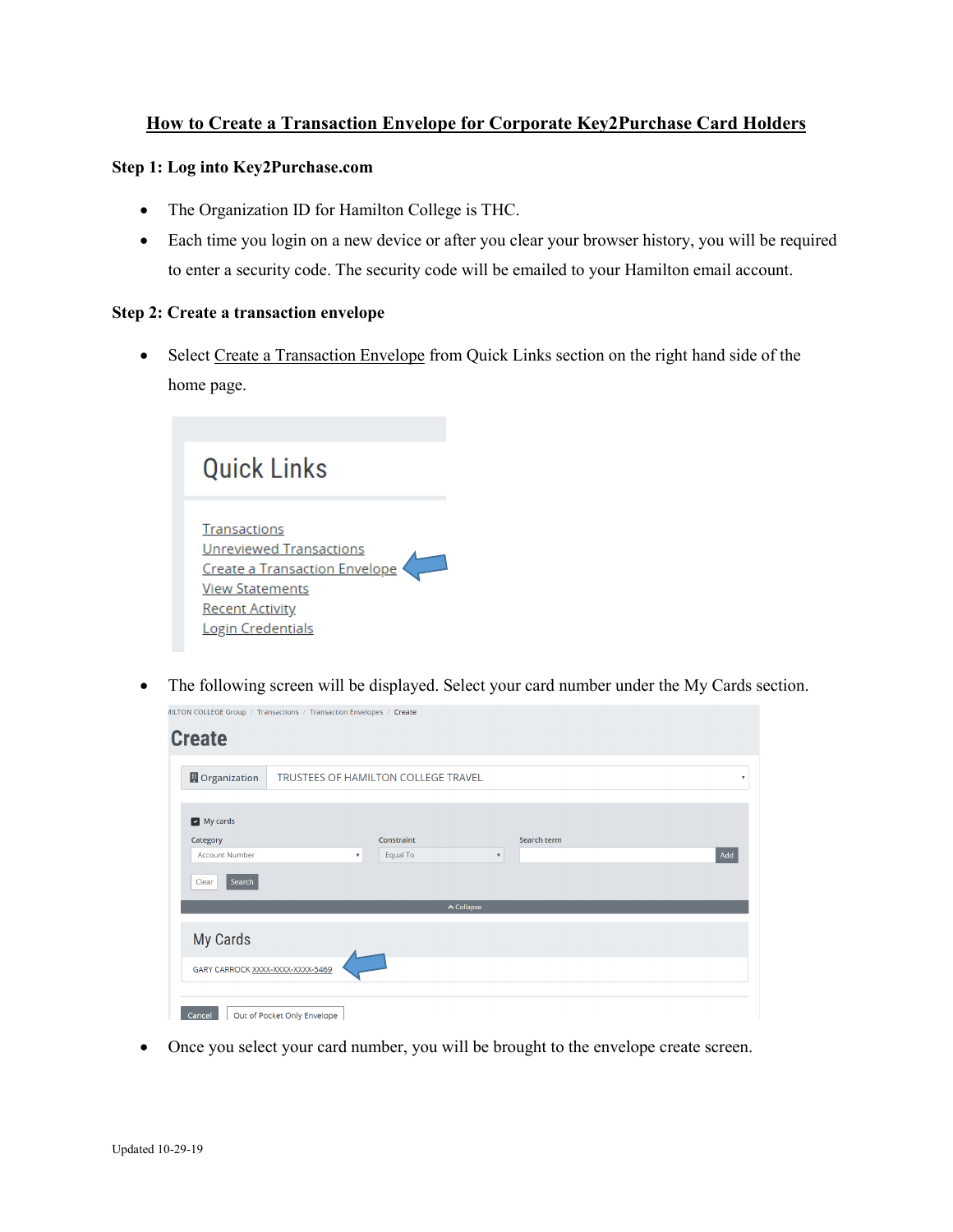# How to Create a Transaction Envelope for Corporate Key2Purchase Card Holders

## Step 1: Log into Key2Purchase.com

- The Organization ID for Hamilton College is THC.
- Each time you login on a new device or after you clear your browser history, you will be required to enter a security code. The security code will be emailed to your Hamilton email account.

## Step 2: Create a transaction envelope

- Select Create a Transaction Envelope from Quick Links section on the right hand side of the home page.

- The following screen will be displayed. Select your card number under the My Cards section.

- Once you select your card number, you will be brought to the envelope create screen.

Updated 10-29-19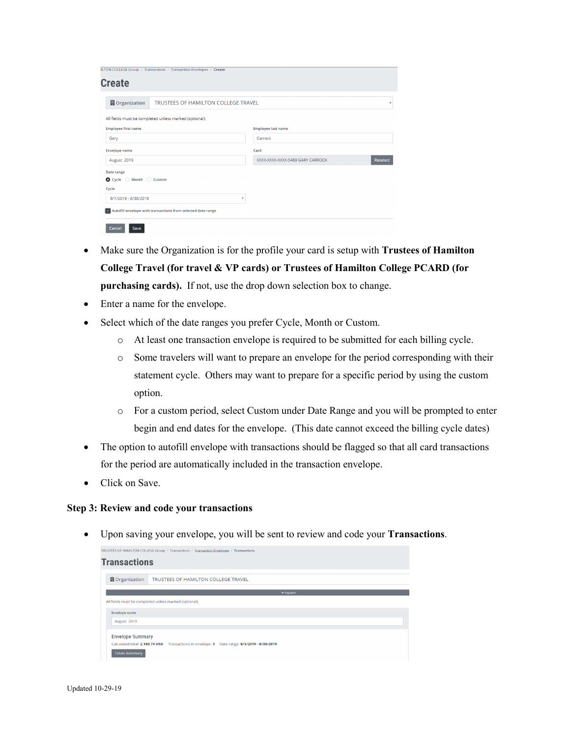- Make sure the Organization is for the profile your card is setup with **Trustees of Hamilton College Travel (for travel & VP cards) or Trustees of Hamilton College PCARD (for purchasing cards).** If not, use the drop down selection box to change.
- Enter a name for the envelope.
- Select which of the date ranges you prefer Cycle, Month or Custom.
  - At least one transaction envelope is required to be submitted for each billing cycle.
  - Some travelers will want to prepare an envelope for the period corresponding with their statement cycle. Others may want to prepare for a specific period by using the custom option.
  - For a custom period, select Custom under Date Range and you will be prompted to enter begin and end dates for the envelope. (This date cannot exceed the billing cycle dates)
- The option to autofill envelope with transactions should be flagged so that all card transactions for the period are automatically included in the transaction envelope.
- Click on Save.

**Step 3: Review and code your transactions**

- Upon saving your envelope, you will be sent to review and code your **Transactions**.

Updated 10-29-19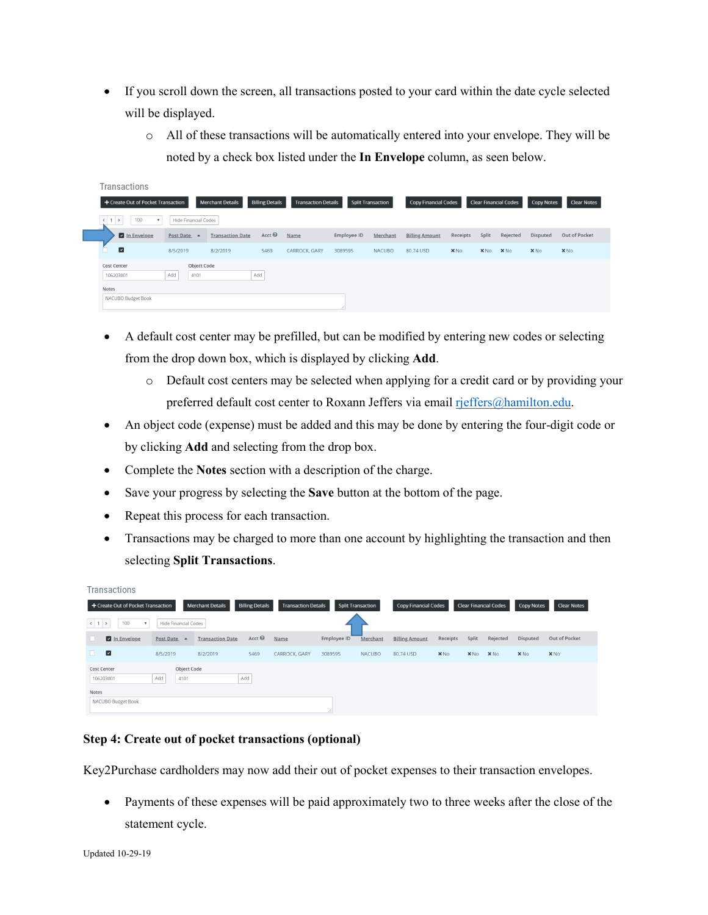- If you scroll down the screen, all transactions posted to your card within the date cycle selected will be displayed.
    - All of these transactions will be automatically entered into your envelope. They will be noted by a check box listed under the **In Envelope** column, as seen below.

- A default cost center may be prefilled, but can be modified by entering new codes or selecting from the drop down box, which is displayed by clicking **Add**.
    - Default cost centers may be selected when applying for a credit card or by providing your preferred default cost center to Roxann Jeffers via email rjeffers@hamilton.edu.
- An object code (expense) must be added and this may be done by entering the four-digit code or by clicking **Add** and selecting from the drop box.
- Complete the **Notes** section with a description of the charge.
- Save your progress by selecting the **Save** button at the bottom of the page.
- Repeat this process for each transaction.
- Transactions may be charged to more than one account by highlighting the transaction and then selecting **Split Transactions**.

**Step 4: Create out of pocket transactions (optional)**

Key2Purchase cardholders may now add their out of pocket expenses to their transaction envelopes.

- Payments of these expenses will be paid approximately two to three weeks after the close of the statement cycle.

Updated 10-29-19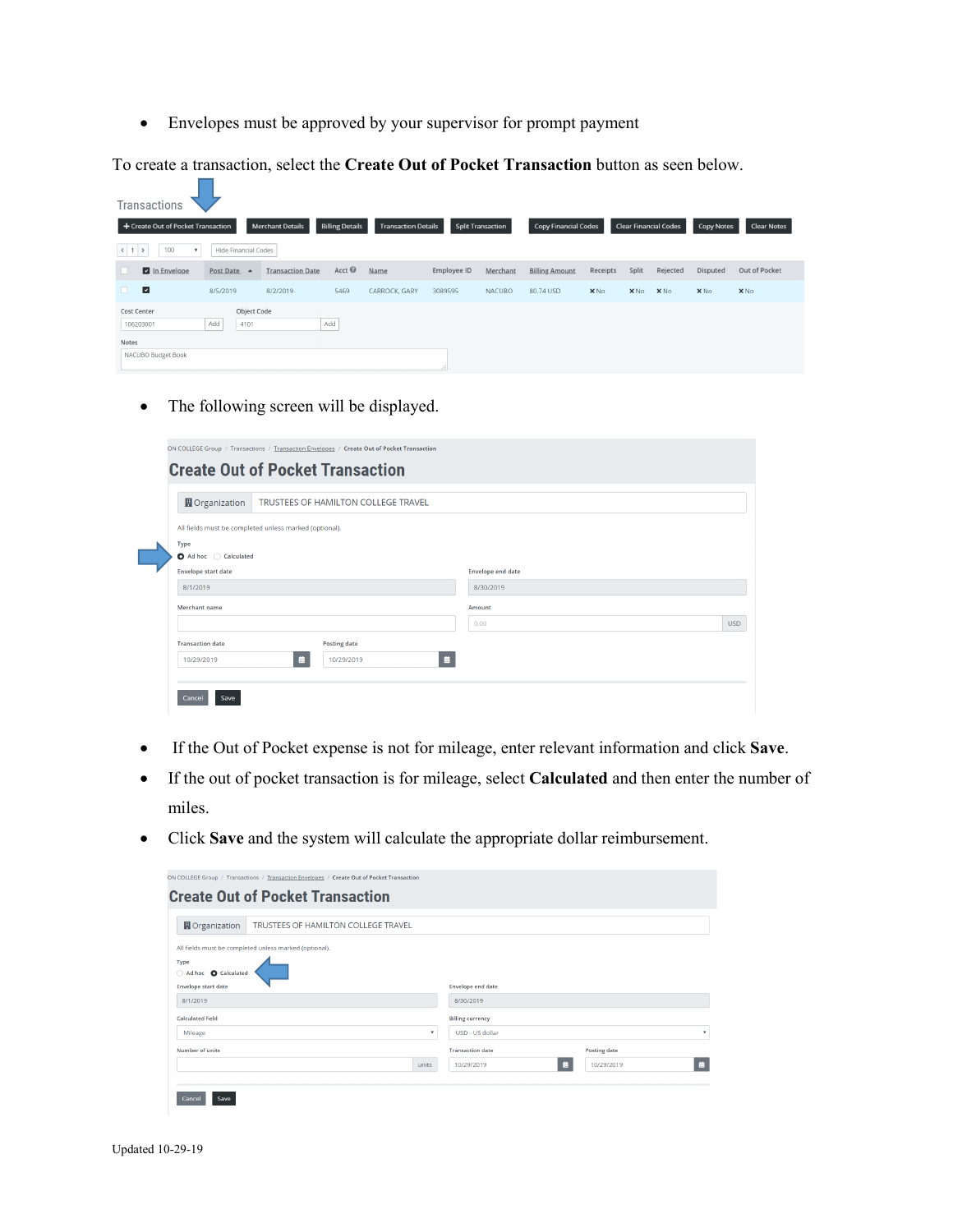- Envelopes must be approved by your supervisor for prompt payment

To create a transaction, select the **Create Out of Pocket Transaction** button as seen below.

Transactions

+ Create Out of Pocket Transaction | Merchant Details | Billing Details | Transaction Details | Split Transaction | Copy Financial Codes | Clear Financial Codes | Copy Notes | Clear Notes

| | In Envelope | Post Date | Transaction Date | Acct | Name | Employee ID | Merchant | Billing Amount | Receipts | Split | Rejected | Disputed | Out of Pocket |
|---|---|---|---|---|---|---|---|---|---|---|---|---|---|
| | ☑ | 8/5/2019 | 8/2/2019 | 5469 | CARROCK, GARY | 3089595 | NACUBO | 80.74 USD | ✕ No | ✕ No | ✕ No | ✕ No | ✕ No |

Cost Center: 106203001
Object Code: 4101
Notes: NACUBO Budget Book

- The following screen will be displayed.

ON COLLEGE Group / Transactions / Transaction Envelopes / Create Out of Pocket Transaction

**Create Out of Pocket Transaction**

Organization: TRUSTEES OF HAMILTON COLLEGE TRAVEL

All fields must be completed unless marked (optional).

Type: ◉ Ad hoc ○ Calculated

Envelope start date: 8/1/2019
Envelope end date: 8/30/2019
Merchant name:
Amount: 0.00 USD
Transaction date: 10/29/2019
Posting date: 10/29/2019

Cancel | Save

- If the Out of Pocket expense is not for mileage, enter relevant information and click **Save**.
- If the out of pocket transaction is for mileage, select **Calculated** and then enter the number of miles.
- Click **Save** and the system will calculate the appropriate dollar reimbursement.

ON COLLEGE Group / Transactions / Transaction Envelopes / Create Out of Pocket Transaction

**Create Out of Pocket Transaction**

Organization: TRUSTEES OF HAMILTON COLLEGE TRAVEL

All fields must be completed unless marked (optional).

Type: ○ Ad hoc ◉ Calculated

Envelope start date: 8/1/2019
Envelope end date: 8/30/2019
Calculated field: Mileage
Billing currency: USD - US dollar
Number of units: units
Transaction date: 10/29/2019
Posting date: 10/29/2019

Cancel | Save

Updated 10-29-19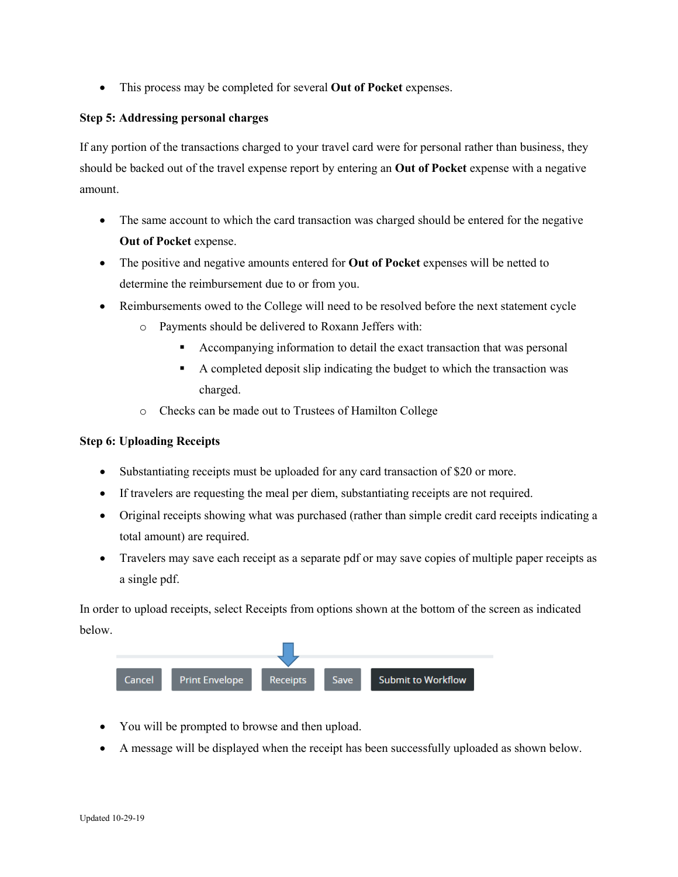- This process may be completed for several **Out of Pocket** expenses.

**Step 5: Addressing personal charges**

If any portion of the transactions charged to your travel card were for personal rather than business, they should be backed out of the travel expense report by entering an **Out of Pocket** expense with a negative amount.

- The same account to which the card transaction was charged should be entered for the negative **Out of Pocket** expense.
- The positive and negative amounts entered for **Out of Pocket** expenses will be netted to determine the reimbursement due to or from you.
- Reimbursements owed to the College will need to be resolved before the next statement cycle
  - Payments should be delivered to Roxann Jeffers with:
    - Accompanying information to detail the exact transaction that was personal
    - A completed deposit slip indicating the budget to which the transaction was charged.
  - Checks can be made out to Trustees of Hamilton College

**Step 6: Uploading Receipts**

- Substantiating receipts must be uploaded for any card transaction of $20 or more.
- If travelers are requesting the meal per diem, substantiating receipts are not required.
- Original receipts showing what was purchased (rather than simple credit card receipts indicating a total amount) are required.
- Travelers may save each receipt as a separate pdf or may save copies of multiple paper receipts as a single pdf.

In order to upload receipts, select Receipts from options shown at the bottom of the screen as indicated below.

Cancel | Print Envelope | Receipts | Save | Submit to Workflow

- You will be prompted to browse and then upload.
- A message will be displayed when the receipt has been successfully uploaded as shown below.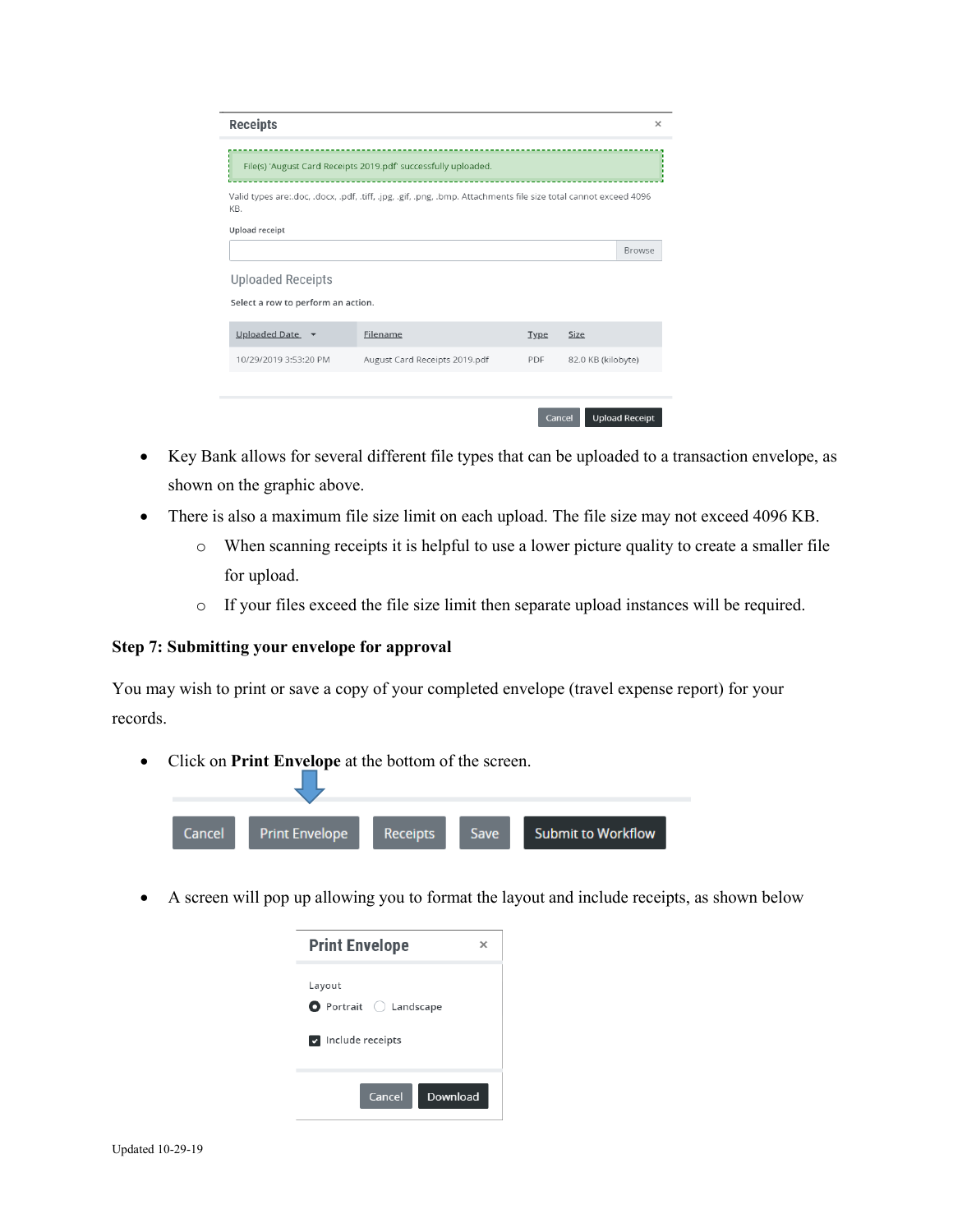- Key Bank allows for several different file types that can be uploaded to a transaction envelope, as shown on the graphic above.
- There is also a maximum file size limit on each upload. The file size may not exceed 4096 KB.
  - When scanning receipts it is helpful to use a lower picture quality to create a smaller file for upload.
  - If your files exceed the file size limit then separate upload instances will be required.

**Step 7: Submitting your envelope for approval**

You may wish to print or save a copy of your completed envelope (travel expense report) for your records.

- Click on **Print Envelope** at the bottom of the screen.
- A screen will pop up allowing you to format the layout and include receipts, as shown below

Updated 10-29-19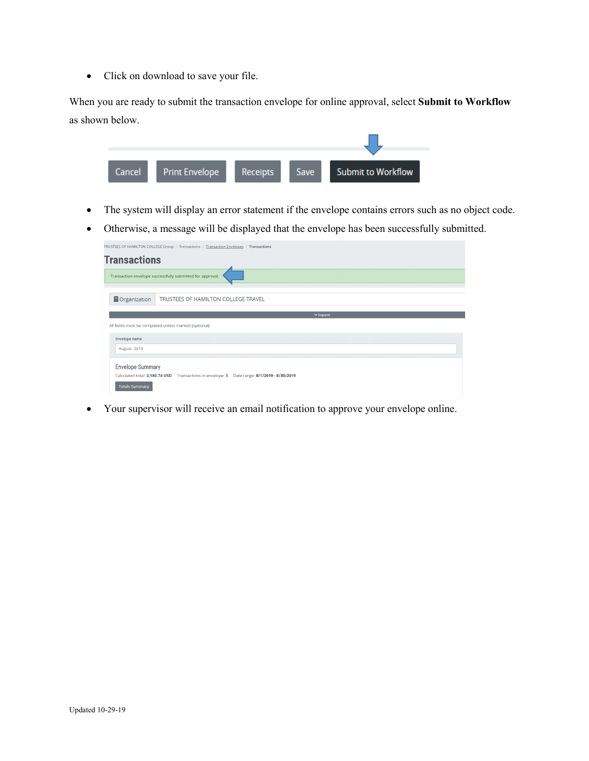- Click on download to save your file.

When you are ready to submit the transaction envelope for online approval, select **Submit to Workflow** as shown below.

Cancel | Print Envelope | Receipts | Save | Submit to Workflow

- The system will display an error statement if the envelope contains errors such as no object code.
- Otherwise, a message will be displayed that the envelope has been successfully submitted.

TRUSTEES OF HAMILTON COLLEGE Group / Transactions / Transaction Envelopes / Transactions

Transactions

Transaction envelope successfully submitted for approval.

Organization TRUSTEES OF HAMILTON COLLEGE TRAVEL

Expand

All fields must be completed unless marked (optional).

Envelope name

August 2019

Envelope Summary

Calculated total: 2,180.74 USD Transactions in envelope: 3 Date range: 8/1/2019 - 8/30/2019

Totals Summary

- Your supervisor will receive an email notification to approve your envelope online.

Updated 10-29-19